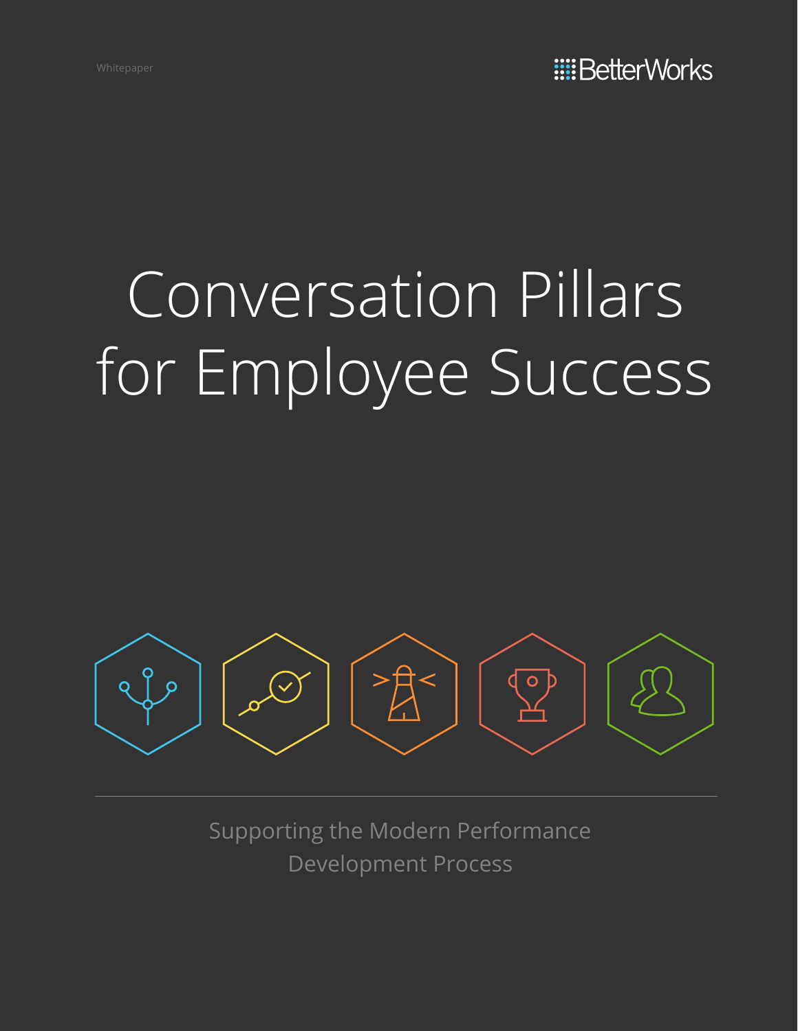Whitepaper

BetterWorks

# Conversation Pillars for Employee Success

Supporting the Modern Performance Development Process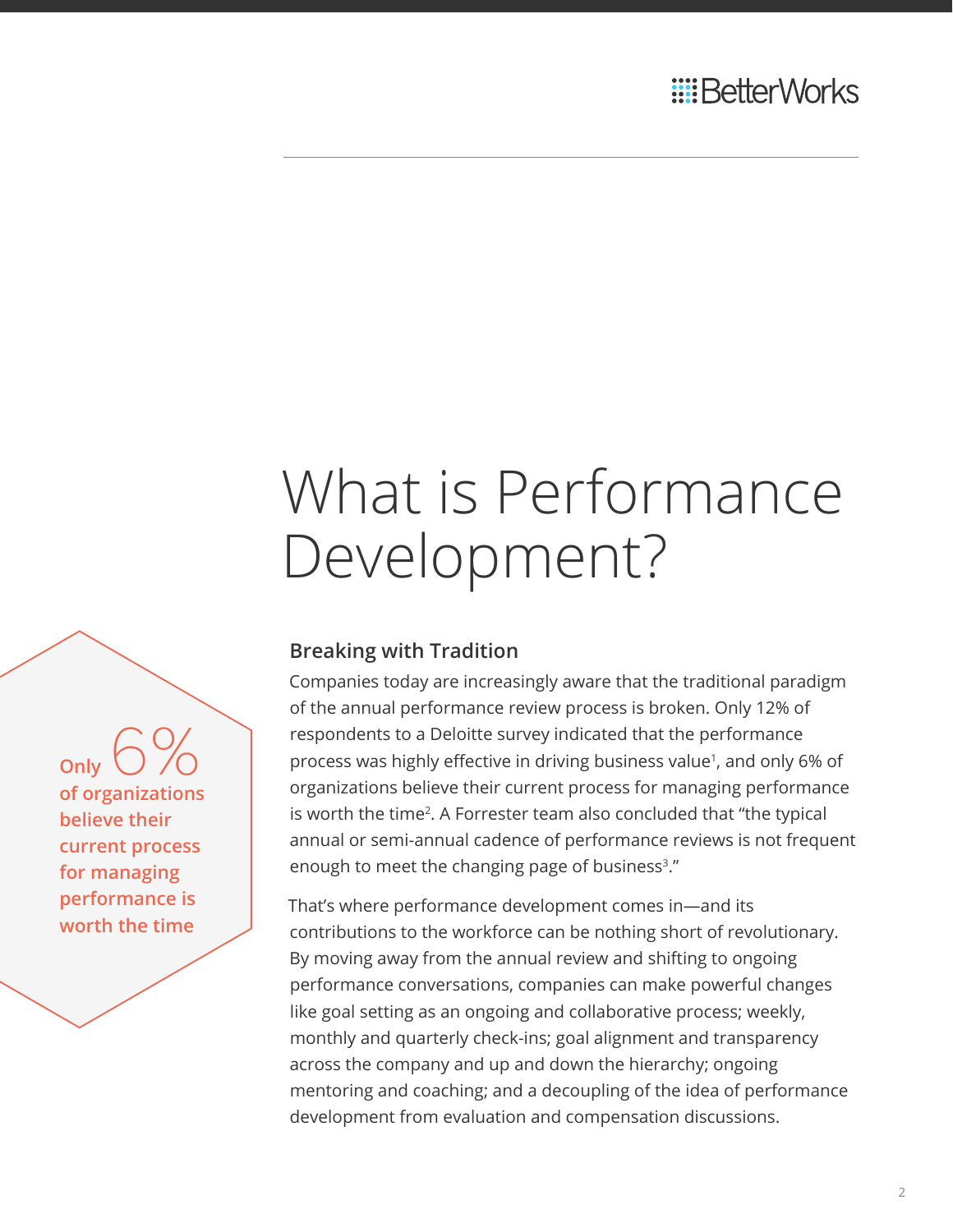# What is Performance Development?

Only 6% of organizations believe their current process for managing performance is worth the time

## Breaking with Tradition

Companies today are increasingly aware that the traditional paradigm of the annual performance review process is broken. Only 12% of respondents to a Deloitte survey indicated that the performance process was highly effective in driving business value[1], and only 6% of organizations believe their current process for managing performance is worth the time[2]. A Forrester team also concluded that “the typical annual or semi-annual cadence of performance reviews is not frequent enough to meet the changing page of business[3].”

That’s where performance development comes in—and its contributions to the workforce can be nothing short of revolutionary. By moving away from the annual review and shifting to ongoing performance conversations, companies can make powerful changes like goal setting as an ongoing and collaborative process; weekly, monthly and quarterly check-ins; goal alignment and transparency across the company and up and down the hierarchy; ongoing mentoring and coaching; and a decoupling of the idea of performance development from evaluation and compensation discussions.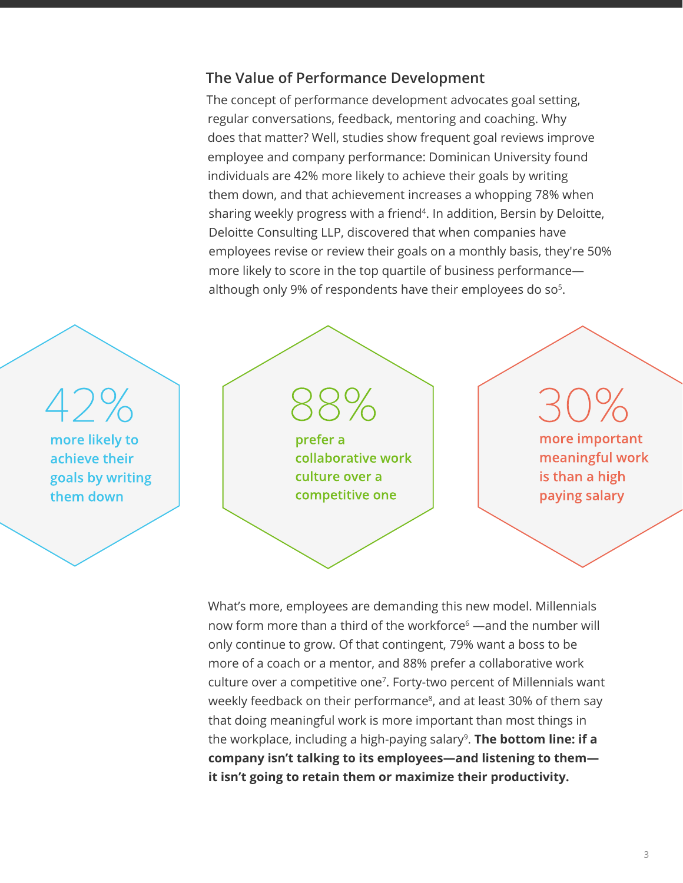## The Value of Performance Development

The concept of performance development advocates goal setting, regular conversations, feedback, mentoring and coaching. Why does that matter? Well, studies show frequent goal reviews improve employee and company performance: Dominican University found individuals are 42% more likely to achieve their goals by writing them down, and that achievement increases a whopping 78% when sharing weekly progress with a friend[4]. In addition, Bersin by Deloitte, Deloitte Consulting LLP, discovered that when companies have employees revise or review their goals on a monthly basis, they're 50% more likely to score in the top quartile of business performance—although only 9% of respondents have their employees do so[5].

**42%** more likely to achieve their goals by writing them down

**88%** prefer a collaborative work culture over a competitive one

**30%** more important meaningful work is than a high paying salary

What's more, employees are demanding this new model. Millennials now form more than a third of the workforce[6] —and the number will only continue to grow. Of that contingent, 79% want a boss to be more of a coach or a mentor, and 88% prefer a collaborative work culture over a competitive one[7]. Forty-two percent of Millennials want weekly feedback on their performance[8], and at least 30% of them say that doing meaningful work is more important than most things in the workplace, including a high-paying salary[9]. **The bottom line: if a company isn't talking to its employees—and listening to them—it isn't going to retain them or maximize their productivity.**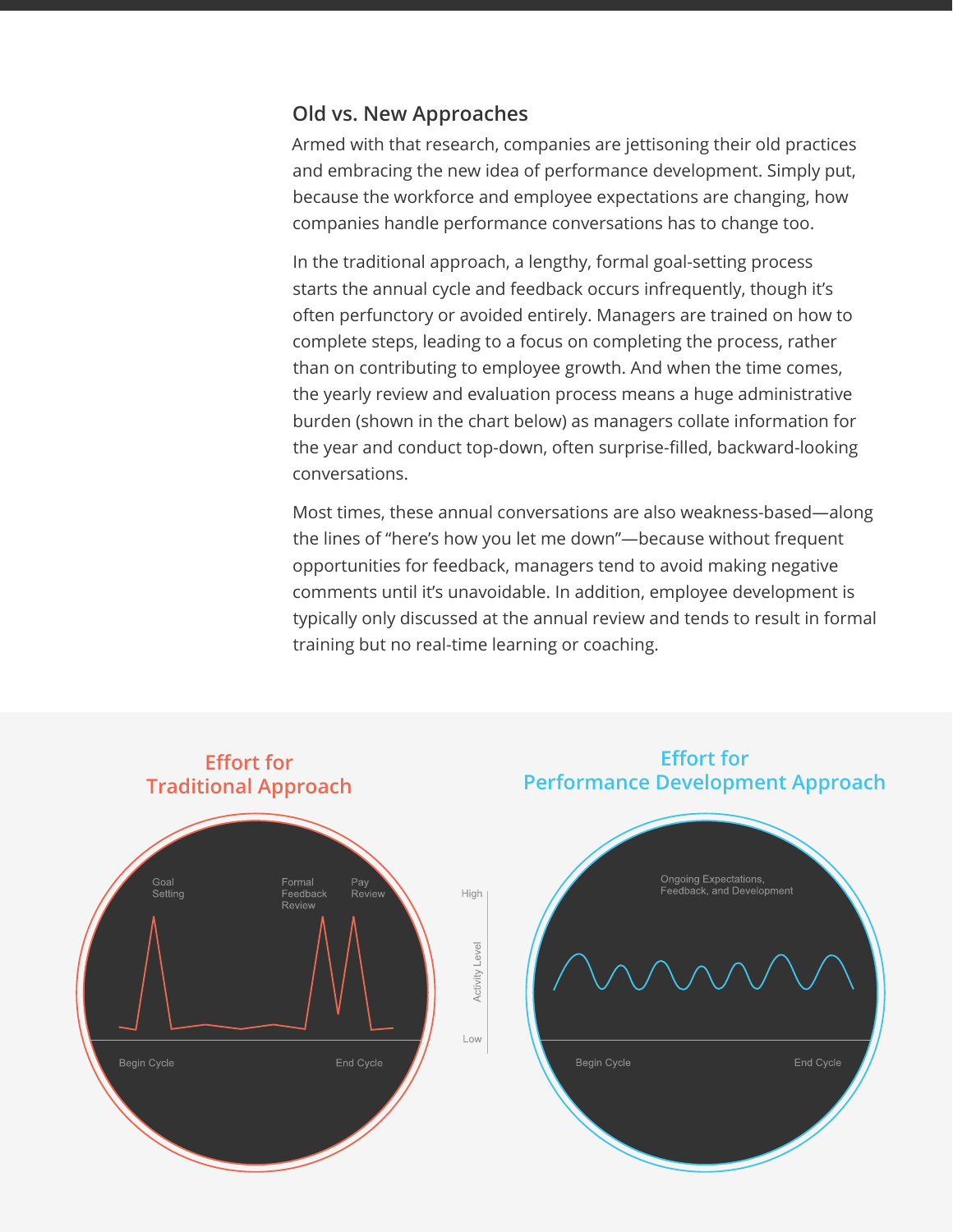## Old vs. New Approaches

Armed with that research, companies are jettisoning their old practices and embracing the new idea of performance development. Simply put, because the workforce and employee expectations are changing, how companies handle performance conversations has to change too.

In the traditional approach, a lengthy, formal goal-setting process starts the annual cycle and feedback occurs infrequently, though it's often perfunctory or avoided entirely. Managers are trained on how to complete steps, leading to a focus on completing the process, rather than on contributing to employee growth. And when the time comes, the yearly review and evaluation process means a huge administrative burden (shown in the chart below) as managers collate information for the year and conduct top-down, often surprise-filled, backward-looking conversations.

Most times, these annual conversations are also weakness-based—along the lines of "here's how you let me down"—because without frequent opportunities for feedback, managers tend to avoid making negative comments until it's unavoidable. In addition, employee development is typically only discussed at the annual review and tends to result in formal training but no real-time learning or coaching.

**Effort for Traditional Approach**

Goal Setting — Formal Feedback Review — Pay Review

Begin Cycle — End Cycle

Activity Level: High / Low

**Effort for Performance Development Approach**

Ongoing Expectations, Feedback, and Development

Begin Cycle — End Cycle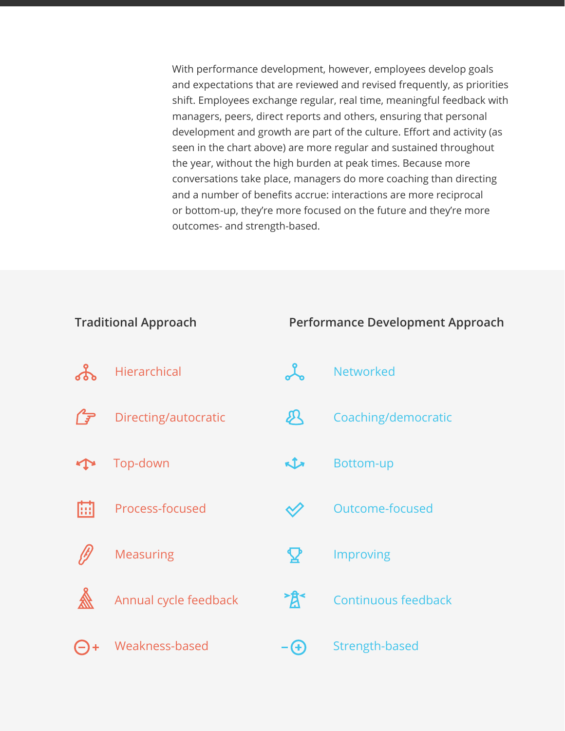With performance development, however, employees develop goals and expectations that are reviewed and revised frequently, as priorities shift. Employees exchange regular, real time, meaningful feedback with managers, peers, direct reports and others, ensuring that personal development and growth are part of the culture. Effort and activity (as seen in the chart above) are more regular and sustained throughout the year, without the high burden at peak times. Because more conversations take place, managers do more coaching than directing and a number of benefits accrue: interactions are more reciprocal or bottom-up, they're more focused on the future and they're more outcomes- and strength-based.

| Traditional Approach | Performance Development Approach |
| --- | --- |
| Hierarchical | Networked |
| Directing/autocratic | Coaching/democratic |
| Top-down | Bottom-up |
| Process-focused | Outcome-focused |
| Measuring | Improving |
| Annual cycle feedback | Continuous feedback |
| Weakness-based | Strength-based |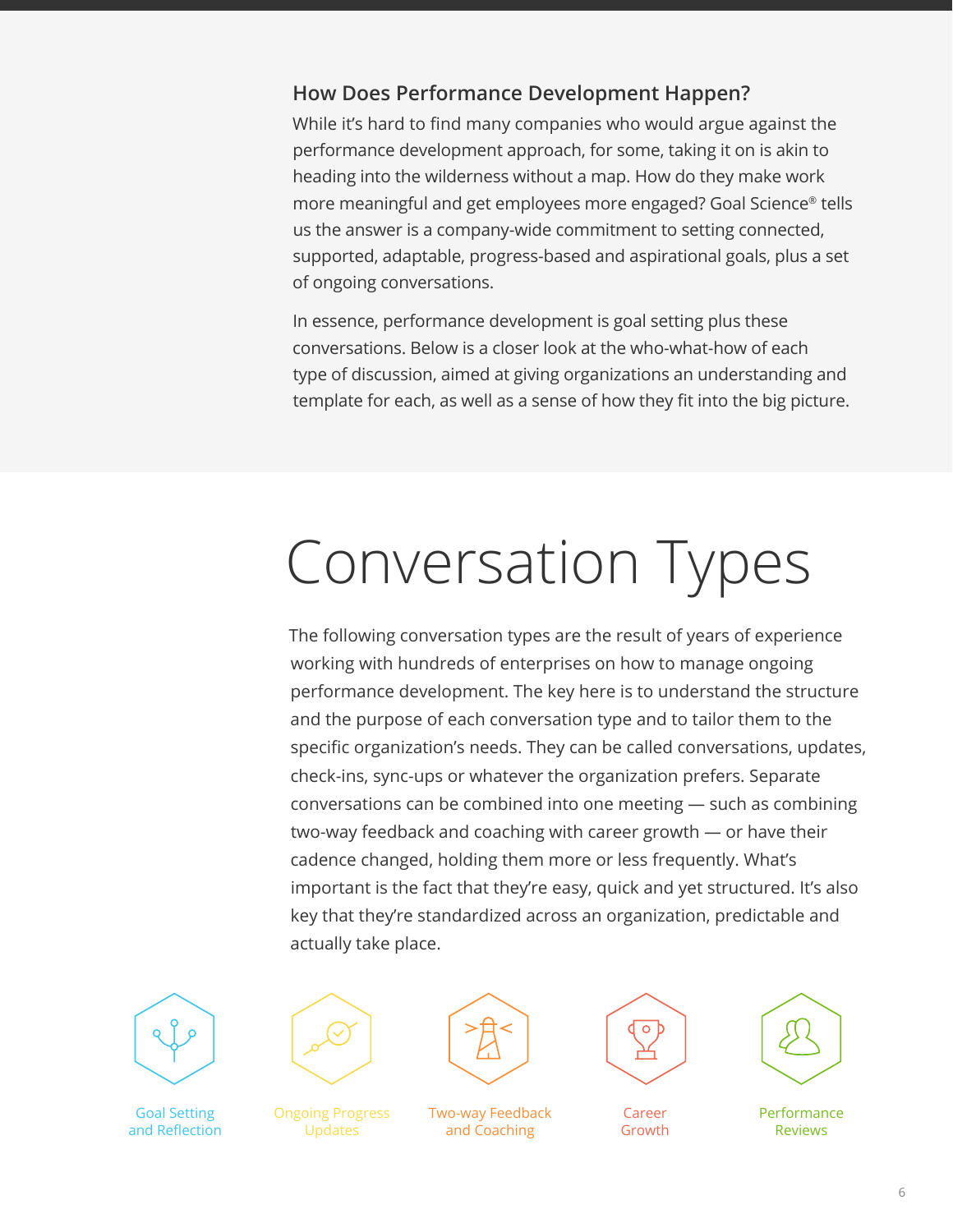### How Does Performance Development Happen?

While it's hard to find many companies who would argue against the performance development approach, for some, taking it on is akin to heading into the wilderness without a map. How do they make work more meaningful and get employees more engaged? Goal Science® tells us the answer is a company-wide commitment to setting connected, supported, adaptable, progress-based and aspirational goals, plus a set of ongoing conversations.

In essence, performance development is goal setting plus these conversations. Below is a closer look at the who-what-how of each type of discussion, aimed at giving organizations an understanding and template for each, as well as a sense of how they fit into the big picture.

# Conversation Types

The following conversation types are the result of years of experience working with hundreds of enterprises on how to manage ongoing performance development. The key here is to understand the structure and the purpose of each conversation type and to tailor them to the specific organization's needs. They can be called conversations, updates, check-ins, sync-ups or whatever the organization prefers. Separate conversations can be combined into one meeting — such as combining two-way feedback and coaching with career growth — or have their cadence changed, holding them more or less frequently. What's important is the fact that they're easy, quick and yet structured. It's also key that they're standardized across an organization, predictable and actually take place.

Goal Setting and Reflection

Ongoing Progress Updates

Two-way Feedback and Coaching

Career Growth

Performance Reviews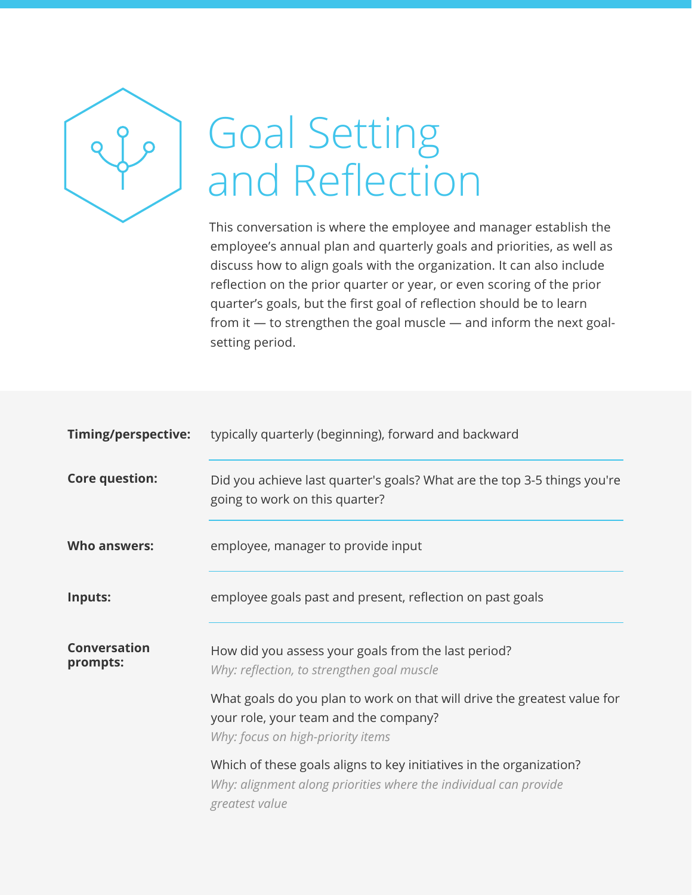# Goal Setting and Reflection

This conversation is where the employee and manager establish the employee's annual plan and quarterly goals and priorities, as well as discuss how to align goals with the organization. It can also include reflection on the prior quarter or year, or even scoring of the prior quarter's goals, but the first goal of reflection should be to learn from it — to strengthen the goal muscle — and inform the next goal-setting period.

**Timing/perspective:** typically quarterly (beginning), forward and backward

**Core question:** Did you achieve last quarter's goals? What are the top 3-5 things you're going to work on this quarter?

**Who answers:** employee, manager to provide input

**Inputs:** employee goals past and present, reflection on past goals

**Conversation prompts:**

How did you assess your goals from the last period?
*Why: reflection, to strengthen goal muscle*

What goals do you plan to work on that will drive the greatest value for your role, your team and the company?
*Why: focus on high-priority items*

Which of these goals aligns to key initiatives in the organization?
*Why: alignment along priorities where the individual can provide greatest value*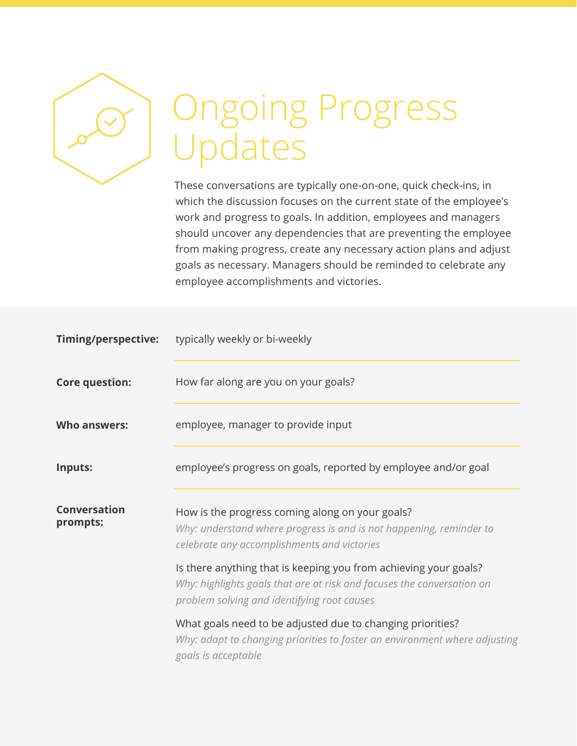# Ongoing Progress Updates

These conversations are typically one-on-one, quick check-ins, in which the discussion focuses on the current state of the employee's work and progress to goals. In addition, employees and managers should uncover any dependencies that are preventing the employee from making progress, create any necessary action plans and adjust goals as necessary. Managers should be reminded to celebrate any employee accomplishments and victories.

**Timing/perspective:** typically weekly or bi-weekly

**Core question:** How far along are you on your goals?

**Who answers:** employee, manager to provide input

**Inputs:** employee's progress on goals, reported by employee and/or goal

**Conversation prompts:**

How is the progress coming along on your goals?
*Why: understand where progress is and is not happening, reminder to celebrate any accomplishments and victories*

Is there anything that is keeping you from achieving your goals?
*Why: highlights goals that are at risk and focuses the conversation on problem solving and identifying root causes*

What goals need to be adjusted due to changing priorities?
*Why: adapt to changing priorities to foster an environment where adjusting goals is acceptable*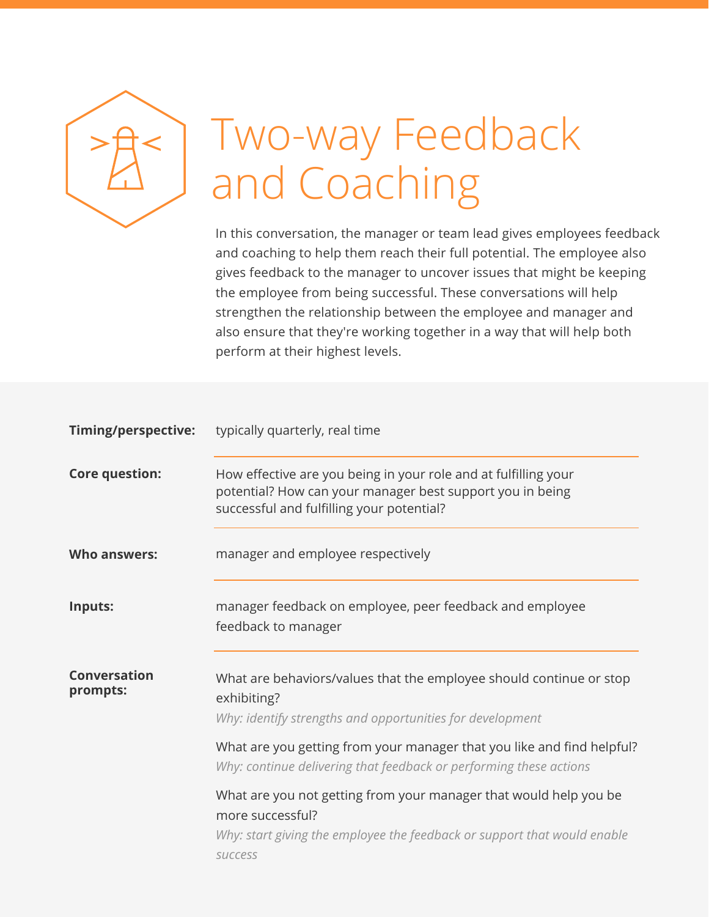# Two-way Feedback and Coaching

In this conversation, the manager or team lead gives employees feedback and coaching to help them reach their full potential. The employee also gives feedback to the manager to uncover issues that might be keeping the employee from being successful. These conversations will help strengthen the relationship between the employee and manager and also ensure that they're working together in a way that will help both perform at their highest levels.

**Timing/perspective:** typically quarterly, real time

**Core question:** How effective are you being in your role and at fulfilling your potential? How can your manager best support you in being successful and fulfilling your potential?

**Who answers:** manager and employee respectively

**Inputs:** manager feedback on employee, peer feedback and employee feedback to manager

**Conversation prompts:**

What are behaviors/values that the employee should continue or stop exhibiting?
*Why: identify strengths and opportunities for development*

What are you getting from your manager that you like and find helpful?
*Why: continue delivering that feedback or performing these actions*

What are you not getting from your manager that would help you be more successful?
*Why: start giving the employee the feedback or support that would enable success*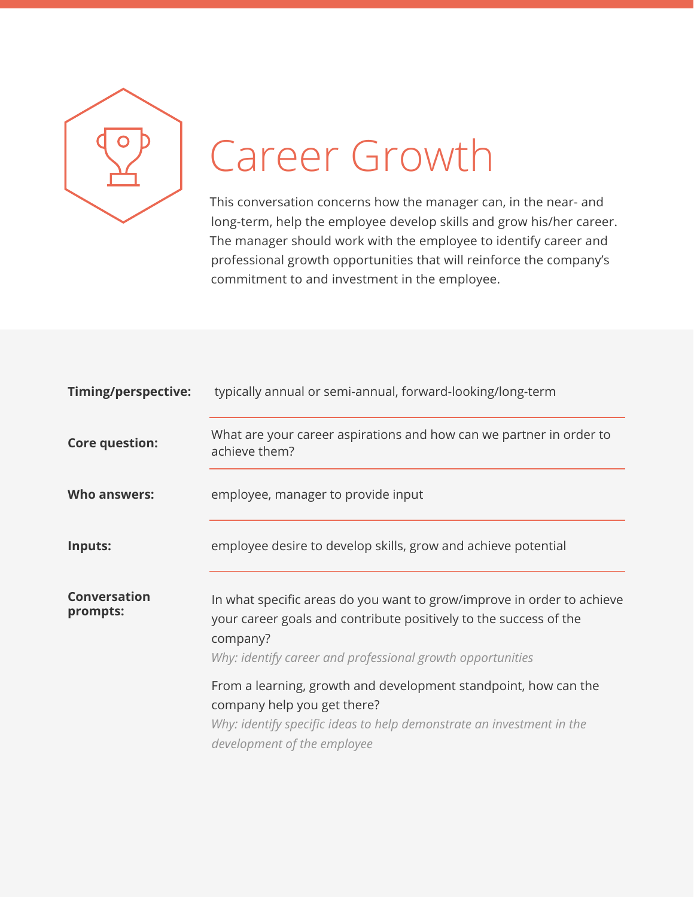# Career Growth

This conversation concerns how the manager can, in the near- and long-term, help the employee develop skills and grow his/her career. The manager should work with the employee to identify career and professional growth opportunities that will reinforce the company's commitment to and investment in the employee.

**Timing/perspective:** typically annual or semi-annual, forward-looking/long-term

**Core question:** What are your career aspirations and how can we partner in order to achieve them?

**Who answers:** employee, manager to provide input

**Inputs:** employee desire to develop skills, grow and achieve potential

**Conversation prompts:**

In what specific areas do you want to grow/improve in order to achieve your career goals and contribute positively to the success of the company?

*Why: identify career and professional growth opportunities*

From a learning, growth and development standpoint, how can the company help you get there?

*Why: identify specific ideas to help demonstrate an investment in the development of the employee*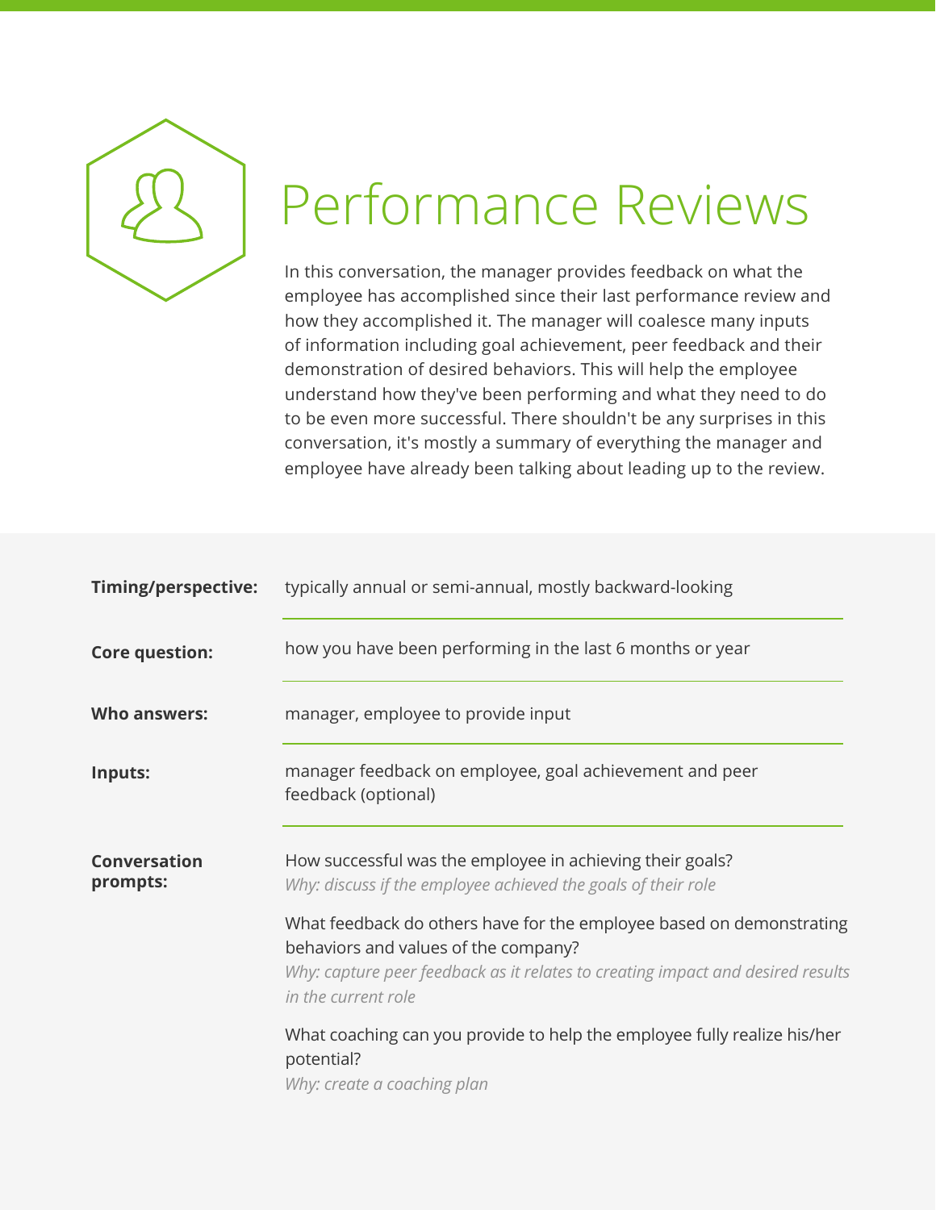# Performance Reviews

In this conversation, the manager provides feedback on what the employee has accomplished since their last performance review and how they accomplished it. The manager will coalesce many inputs of information including goal achievement, peer feedback and their demonstration of desired behaviors. This will help the employee understand how they've been performing and what they need to do to be even more successful. There shouldn't be any surprises in this conversation, it's mostly a summary of everything the manager and employee have already been talking about leading up to the review.

**Timing/perspective:** typically annual or semi-annual, mostly backward-looking

**Core question:** how you have been performing in the last 6 months or year

**Who answers:** manager, employee to provide input

**Inputs:** manager feedback on employee, goal achievement and peer feedback (optional)

**Conversation prompts:**

How successful was the employee in achieving their goals?
*Why: discuss if the employee achieved the goals of their role*

What feedback do others have for the employee based on demonstrating behaviors and values of the company?
*Why: capture peer feedback as it relates to creating impact and desired results in the current role*

What coaching can you provide to help the employee fully realize his/her potential?
*Why: create a coaching plan*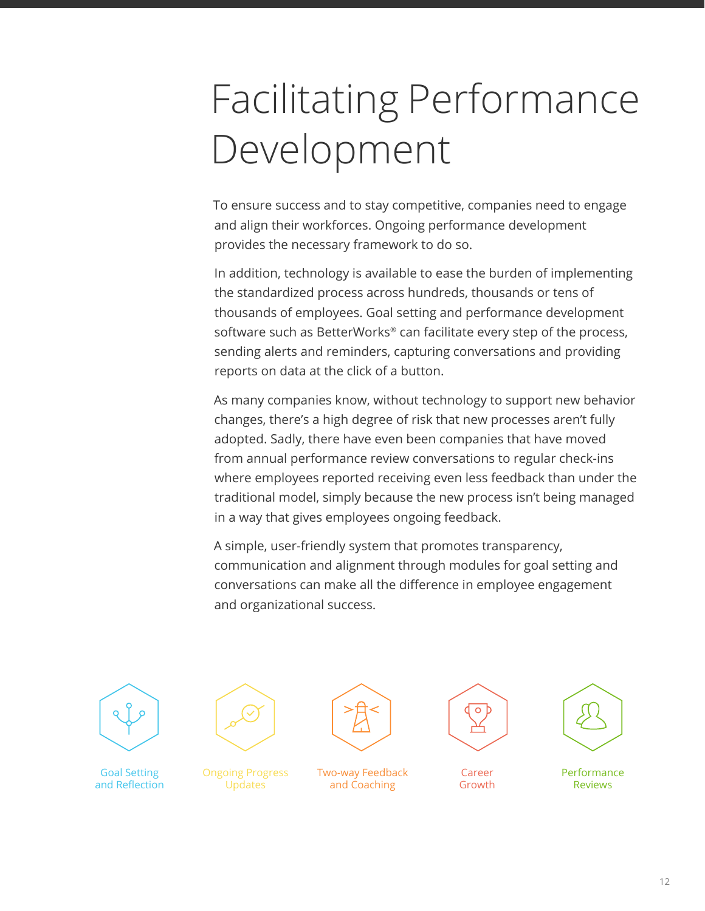# Facilitating Performance Development

To ensure success and to stay competitive, companies need to engage and align their workforces. Ongoing performance development provides the necessary framework to do so.

In addition, technology is available to ease the burden of implementing the standardized process across hundreds, thousands or tens of thousands of employees. Goal setting and performance development software such as BetterWorks® can facilitate every step of the process, sending alerts and reminders, capturing conversations and providing reports on data at the click of a button.

As many companies know, without technology to support new behavior changes, there's a high degree of risk that new processes aren't fully adopted. Sadly, there have even been companies that have moved from annual performance review conversations to regular check-ins where employees reported receiving even less feedback than under the traditional model, simply because the new process isn't being managed in a way that gives employees ongoing feedback.

A simple, user-friendly system that promotes transparency, communication and alignment through modules for goal setting and conversations can make all the difference in employee engagement and organizational success.

Goal Setting and Reflection

Ongoing Progress Updates

Two-way Feedback and Coaching

Career Growth

Performance Reviews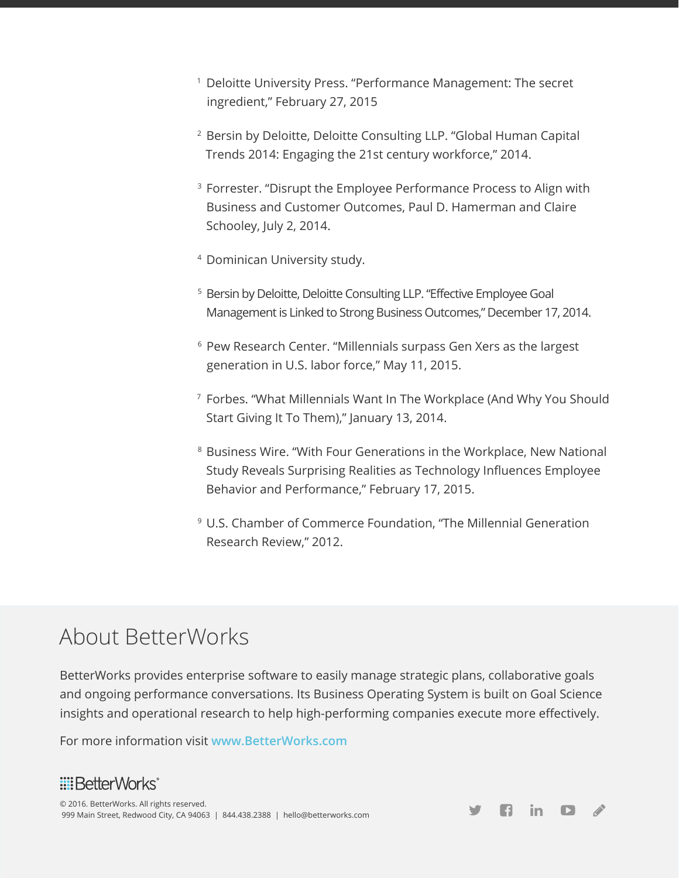[1] Deloitte University Press. “Performance Management: The secret ingredient,” February 27, 2015

[2] Bersin by Deloitte, Deloitte Consulting LLP. “Global Human Capital Trends 2014: Engaging the 21st century workforce,” 2014.

[3] Forrester. “Disrupt the Employee Performance Process to Align with Business and Customer Outcomes, Paul D. Hamerman and Claire Schooley, July 2, 2014.

[4] Dominican University study.

[5] Bersin by Deloitte, Deloitte Consulting LLP. “Effective Employee Goal Management is Linked to Strong Business Outcomes,” December 17, 2014.

[6] Pew Research Center. “Millennials surpass Gen Xers as the largest generation in U.S. labor force,” May 11, 2015.

[7] Forbes. “What Millennials Want In The Workplace (And Why You Should Start Giving It To Them),” January 13, 2014.

[8] Business Wire. “With Four Generations in the Workplace, New National Study Reveals Surprising Realities as Technology Influences Employee Behavior and Performance,” February 17, 2015.

[9] U.S. Chamber of Commerce Foundation, “The Millennial Generation Research Review,” 2012.

## About BetterWorks

BetterWorks provides enterprise software to easily manage strategic plans, collaborative goals and ongoing performance conversations. Its Business Operating System is built on Goal Science insights and operational research to help high-performing companies execute more effectively.

For more information visit www.BetterWorks.com

BetterWorks®

© 2016. BetterWorks. All rights reserved.
999 Main Street, Redwood City, CA 94063 | 844.438.2388 | hello@betterworks.com